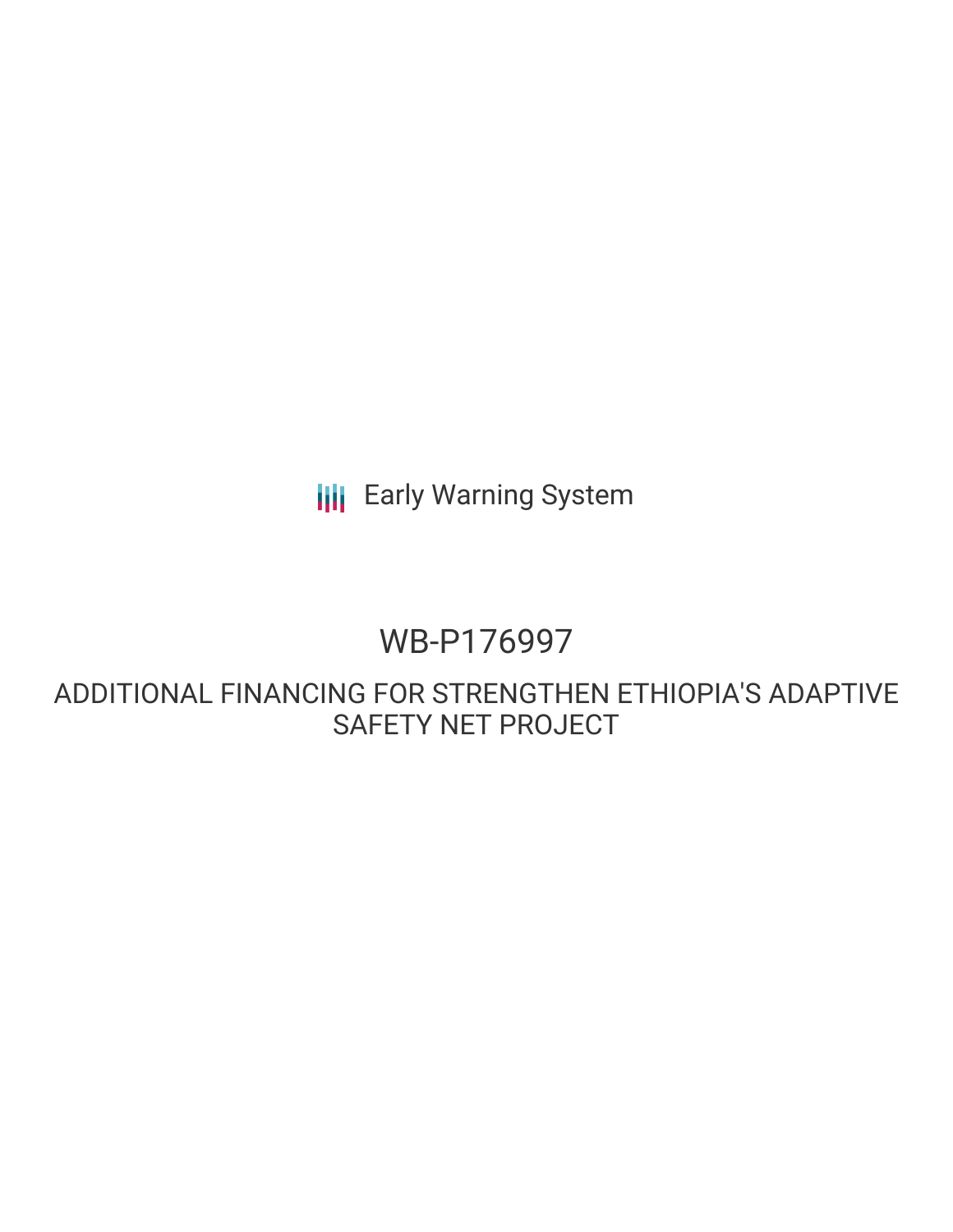Early Warning System

# WB-P176997

## ADDITIONAL FINANCING FOR STRENGTHEN ETHIOPIA'S ADAPTIVE SAFETY NET PROJECT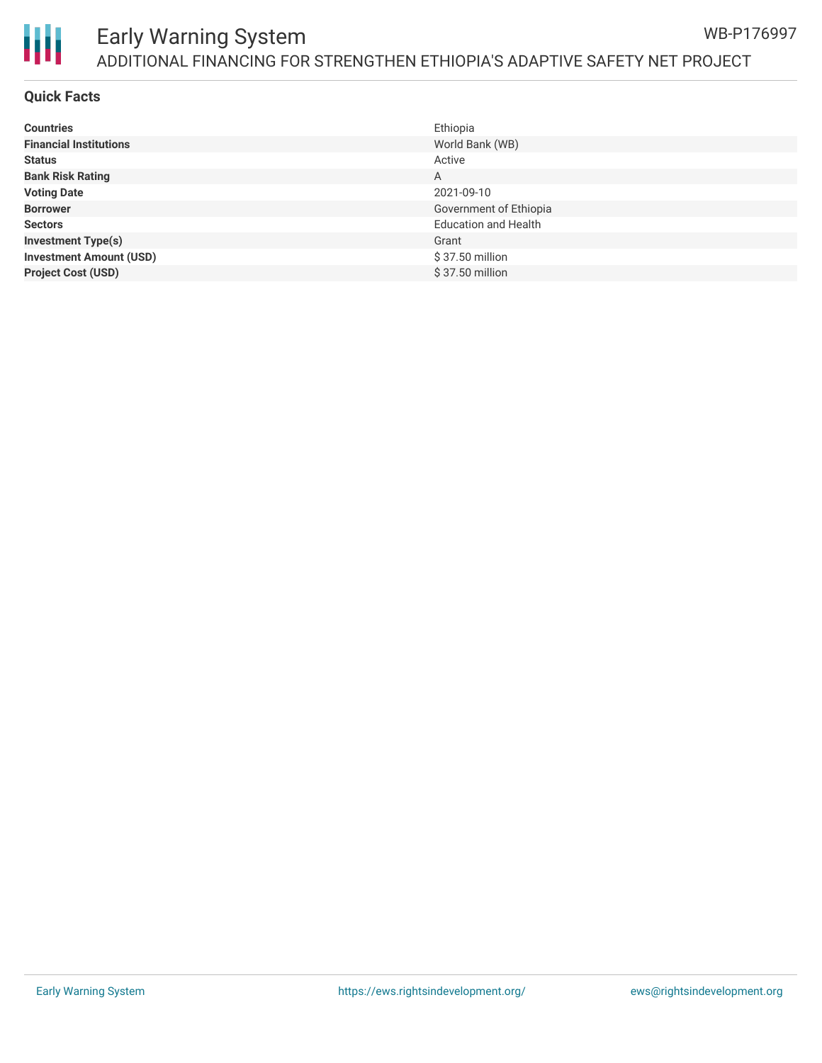## Quick Facts

| | |
|---|---|
| **Countries** | Ethiopia |
| **Financial Institutions** | World Bank (WB) |
| **Status** | Active |
| **Bank Risk Rating** | A |
| **Voting Date** | 2021-09-10 |
| **Borrower** | Government of Ethiopia |
| **Sectors** | Education and Health |
| **Investment Type(s)** | Grant |
| **Investment Amount (USD)** | $ 37.50 million |
| **Project Cost (USD)** | $ 37.50 million |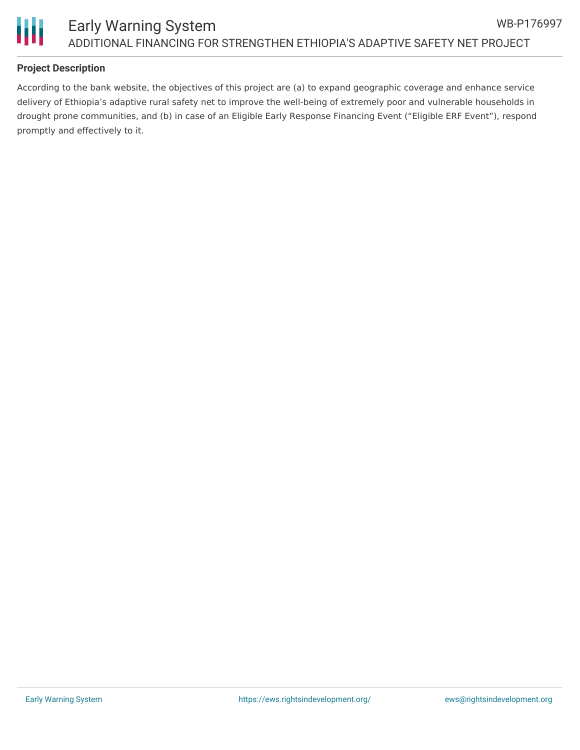## Project Description

According to the bank website, the objectives of this project are (a) to expand geographic coverage and enhance service delivery of Ethiopia’s adaptive rural safety net to improve the well-being of extremely poor and vulnerable households in drought prone communities, and (b) in case of an Eligible Early Response Financing Event (“Eligible ERF Event”), respond promptly and effectively to it.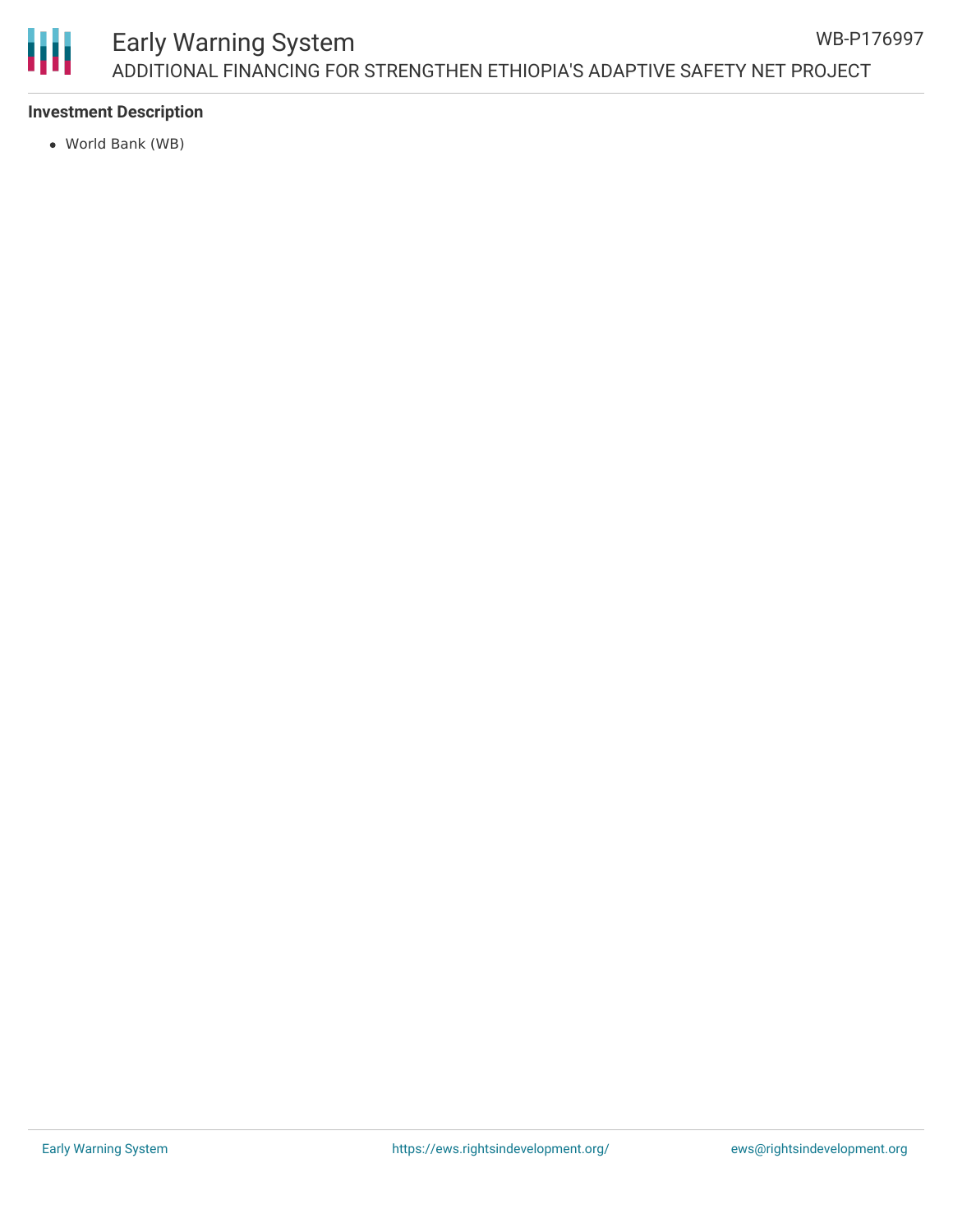**Investment Description**

- World Bank (WB)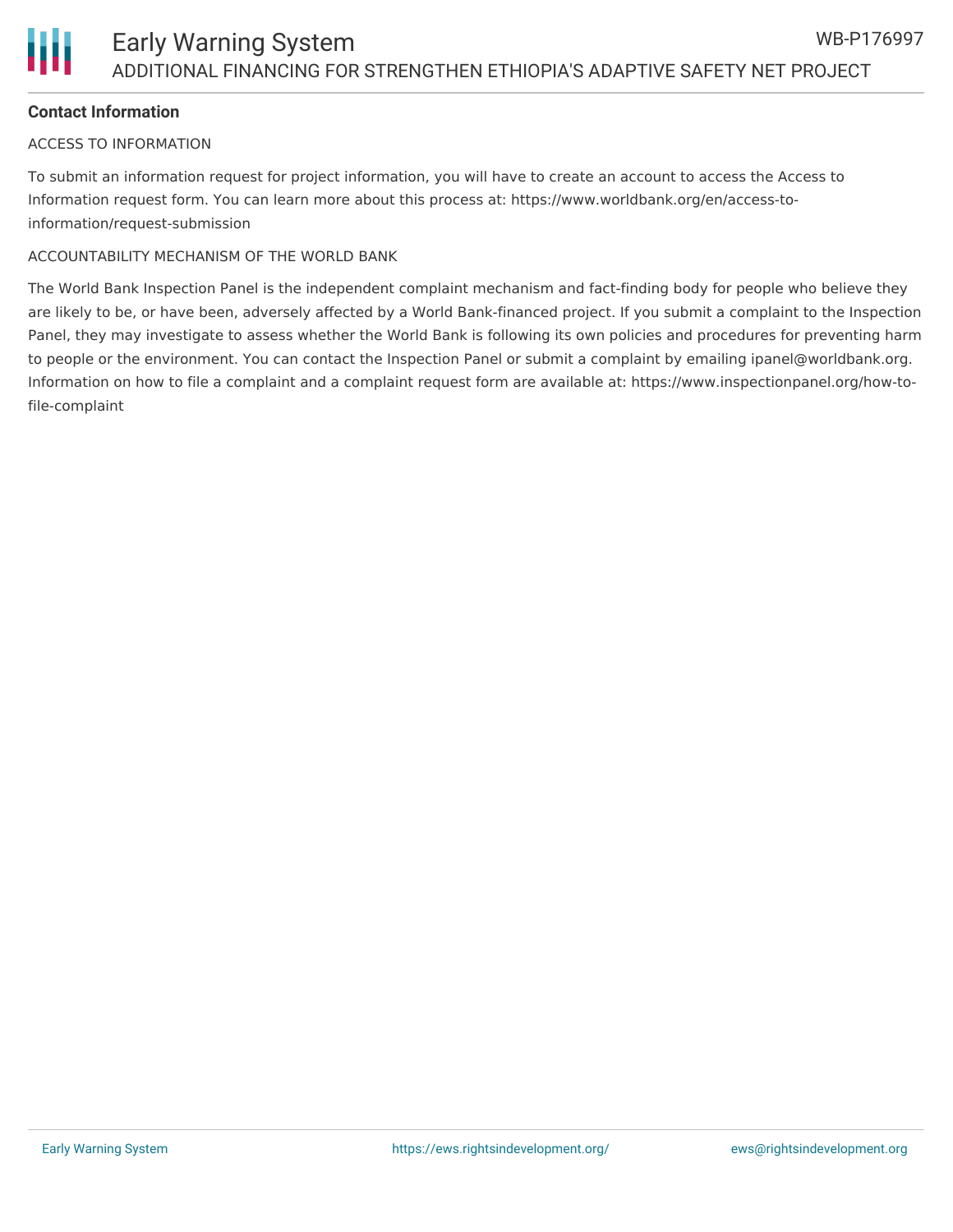## Contact Information

ACCESS TO INFORMATION

To submit an information request for project information, you will have to create an account to access the Access to Information request form. You can learn more about this process at: https://www.worldbank.org/en/access-to-information/request-submission

ACCOUNTABILITY MECHANISM OF THE WORLD BANK

The World Bank Inspection Panel is the independent complaint mechanism and fact-finding body for people who believe they are likely to be, or have been, adversely affected by a World Bank-financed project. If you submit a complaint to the Inspection Panel, they may investigate to assess whether the World Bank is following its own policies and procedures for preventing harm to people or the environment. You can contact the Inspection Panel or submit a complaint by emailing ipanel@worldbank.org. Information on how to file a complaint and a complaint request form are available at: https://www.inspectionpanel.org/how-to-file-complaint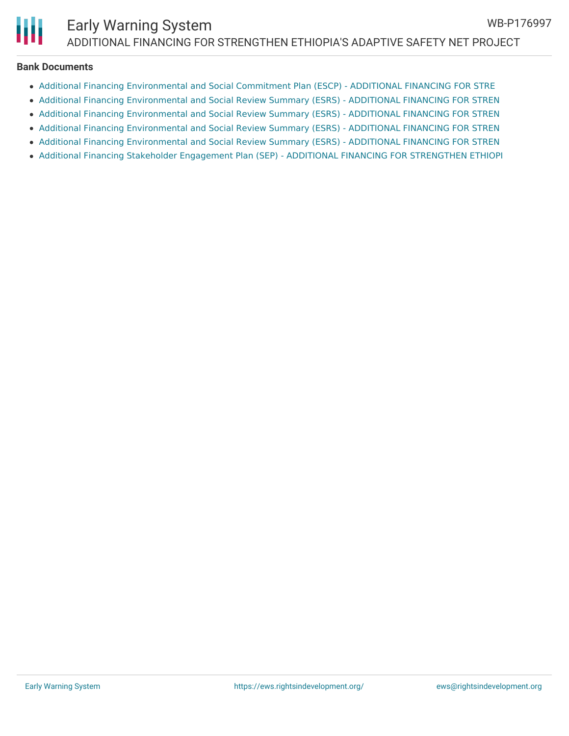**Bank Documents**

- Additional Financing Environmental and Social Commitment Plan (ESCP) - ADDITIONAL FINANCING FOR STRE
- Additional Financing Environmental and Social Review Summary (ESRS) - ADDITIONAL FINANCING FOR STREN
- Additional Financing Environmental and Social Review Summary (ESRS) - ADDITIONAL FINANCING FOR STREN
- Additional Financing Environmental and Social Review Summary (ESRS) - ADDITIONAL FINANCING FOR STREN
- Additional Financing Environmental and Social Review Summary (ESRS) - ADDITIONAL FINANCING FOR STREN
- Additional Financing Stakeholder Engagement Plan (SEP) - ADDITIONAL FINANCING FOR STRENGTHEN ETHIOPI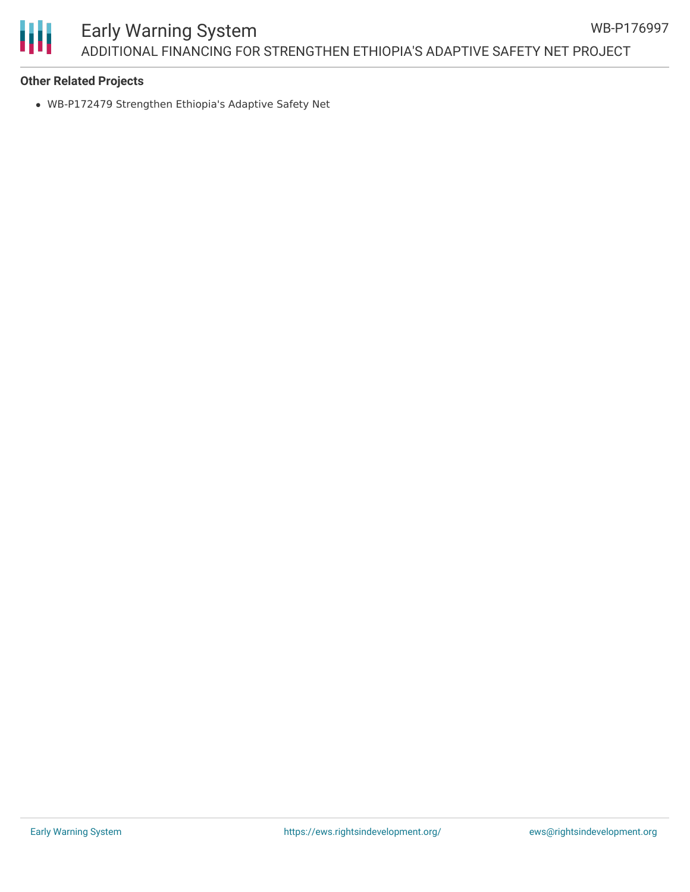**Other Related Projects**

- WB-P172479 Strengthen Ethiopia's Adaptive Safety Net